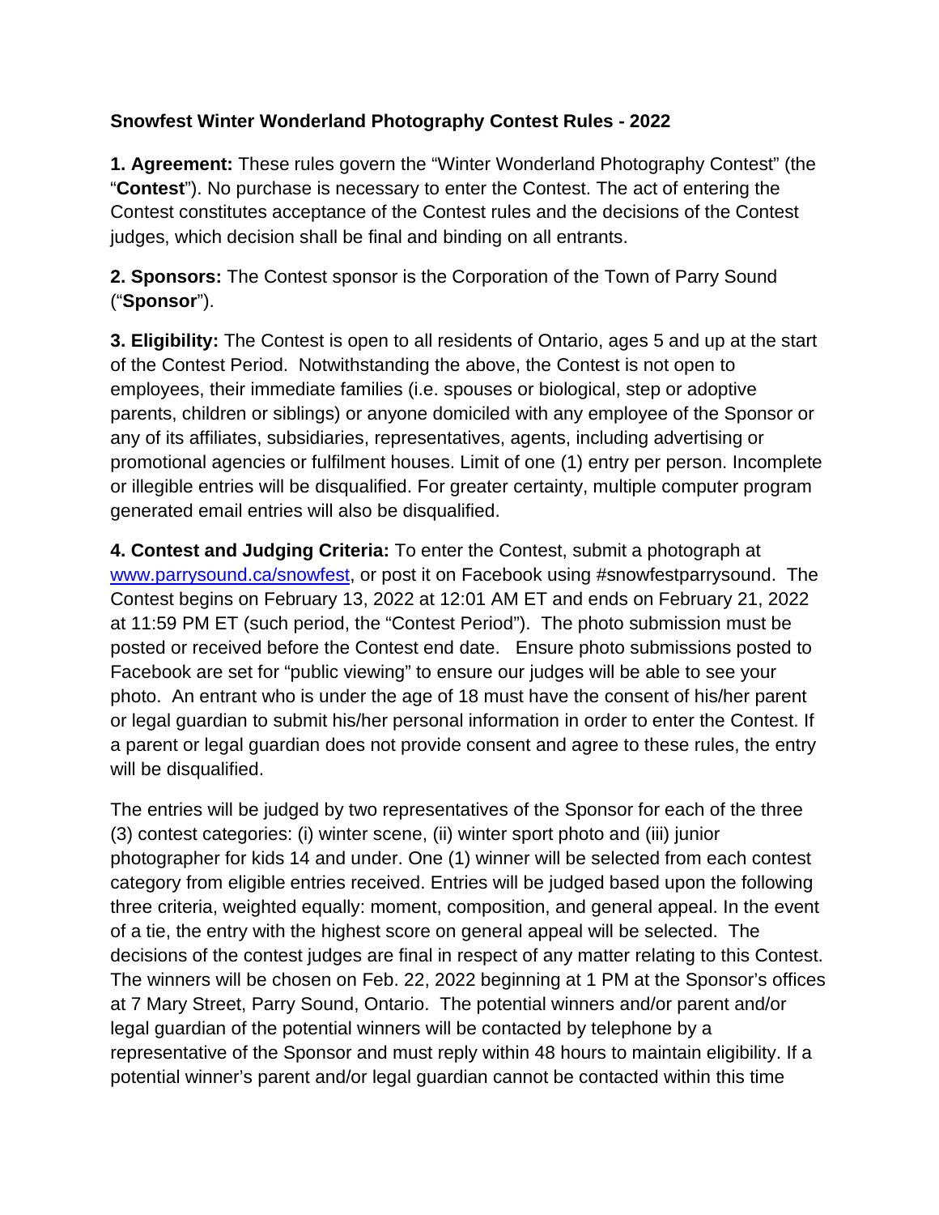## Snowfest Winter Wonderland Photography Contest Rules - 2022

**1. Agreement:** These rules govern the "Winter Wonderland Photography Contest" (the "**Contest**"). No purchase is necessary to enter the Contest. The act of entering the Contest constitutes acceptance of the Contest rules and the decisions of the Contest judges, which decision shall be final and binding on all entrants.

**2. Sponsors:** The Contest sponsor is the Corporation of the Town of Parry Sound ("**Sponsor**").

**3. Eligibility:** The Contest is open to all residents of Ontario, ages 5 and up at the start of the Contest Period. Notwithstanding the above, the Contest is not open to employees, their immediate families (i.e. spouses or biological, step or adoptive parents, children or siblings) or anyone domiciled with any employee of the Sponsor or any of its affiliates, subsidiaries, representatives, agents, including advertising or promotional agencies or fulfilment houses. Limit of one (1) entry per person. Incomplete or illegible entries will be disqualified. For greater certainty, multiple computer program generated email entries will also be disqualified.

**4. Contest and Judging Criteria:** To enter the Contest, submit a photograph at [www.parrysound.ca/snowfest](www.parrysound.ca/snowfest), or post it on Facebook using #snowfestparrysound. The Contest begins on February 13, 2022 at 12:01 AM ET and ends on February 21, 2022 at 11:59 PM ET (such period, the "Contest Period"). The photo submission must be posted or received before the Contest end date. Ensure photo submissions posted to Facebook are set for "public viewing" to ensure our judges will be able to see your photo. An entrant who is under the age of 18 must have the consent of his/her parent or legal guardian to submit his/her personal information in order to enter the Contest. If a parent or legal guardian does not provide consent and agree to these rules, the entry will be disqualified.

The entries will be judged by two representatives of the Sponsor for each of the three (3) contest categories: (i) winter scene, (ii) winter sport photo and (iii) junior photographer for kids 14 and under. One (1) winner will be selected from each contest category from eligible entries received. Entries will be judged based upon the following three criteria, weighted equally: moment, composition, and general appeal. In the event of a tie, the entry with the highest score on general appeal will be selected. The decisions of the contest judges are final in respect of any matter relating to this Contest. The winners will be chosen on Feb. 22, 2022 beginning at 1 PM at the Sponsor's offices at 7 Mary Street, Parry Sound, Ontario. The potential winners and/or parent and/or legal guardian of the potential winners will be contacted by telephone by a representative of the Sponsor and must reply within 48 hours to maintain eligibility. If a potential winner's parent and/or legal guardian cannot be contacted within this time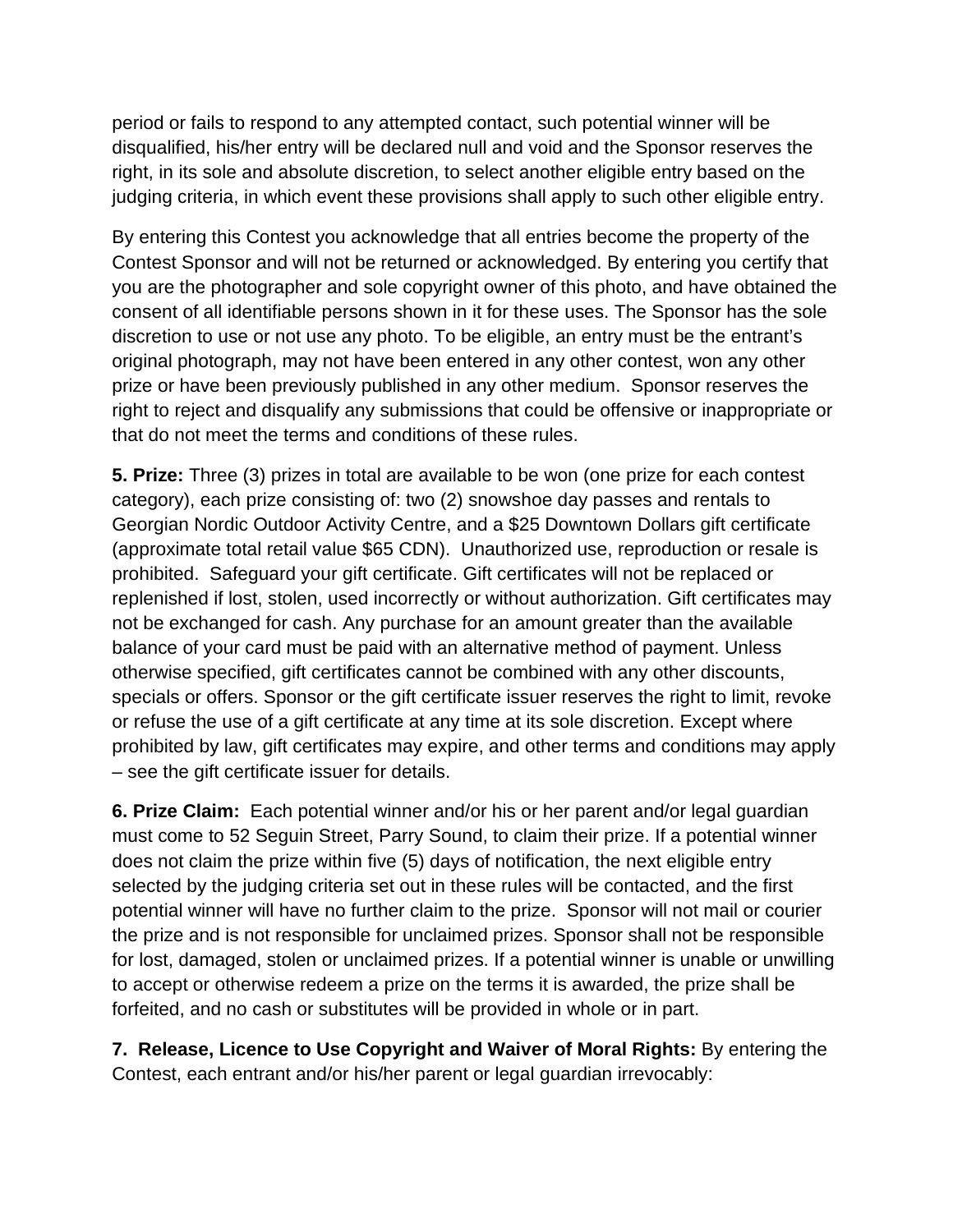period or fails to respond to any attempted contact, such potential winner will be disqualified, his/her entry will be declared null and void and the Sponsor reserves the right, in its sole and absolute discretion, to select another eligible entry based on the judging criteria, in which event these provisions shall apply to such other eligible entry.

By entering this Contest you acknowledge that all entries become the property of the Contest Sponsor and will not be returned or acknowledged. By entering you certify that you are the photographer and sole copyright owner of this photo, and have obtained the consent of all identifiable persons shown in it for these uses. The Sponsor has the sole discretion to use or not use any photo. To be eligible, an entry must be the entrant's original photograph, may not have been entered in any other contest, won any other prize or have been previously published in any other medium. Sponsor reserves the right to reject and disqualify any submissions that could be offensive or inappropriate or that do not meet the terms and conditions of these rules.

**5. Prize:** Three (3) prizes in total are available to be won (one prize for each contest category), each prize consisting of: two (2) snowshoe day passes and rentals to Georgian Nordic Outdoor Activity Centre, and a $25 Downtown Dollars gift certificate (approximate total retail value $65 CDN). Unauthorized use, reproduction or resale is prohibited. Safeguard your gift certificate. Gift certificates will not be replaced or replenished if lost, stolen, used incorrectly or without authorization. Gift certificates may not be exchanged for cash. Any purchase for an amount greater than the available balance of your card must be paid with an alternative method of payment. Unless otherwise specified, gift certificates cannot be combined with any other discounts, specials or offers. Sponsor or the gift certificate issuer reserves the right to limit, revoke or refuse the use of a gift certificate at any time at its sole discretion. Except where prohibited by law, gift certificates may expire, and other terms and conditions may apply – see the gift certificate issuer for details.

**6. Prize Claim:** Each potential winner and/or his or her parent and/or legal guardian must come to 52 Seguin Street, Parry Sound, to claim their prize. If a potential winner does not claim the prize within five (5) days of notification, the next eligible entry selected by the judging criteria set out in these rules will be contacted, and the first potential winner will have no further claim to the prize. Sponsor will not mail or courier the prize and is not responsible for unclaimed prizes. Sponsor shall not be responsible for lost, damaged, stolen or unclaimed prizes. If a potential winner is unable or unwilling to accept or otherwise redeem a prize on the terms it is awarded, the prize shall be forfeited, and no cash or substitutes will be provided in whole or in part.

**7. Release, Licence to Use Copyright and Waiver of Moral Rights:** By entering the Contest, each entrant and/or his/her parent or legal guardian irrevocably: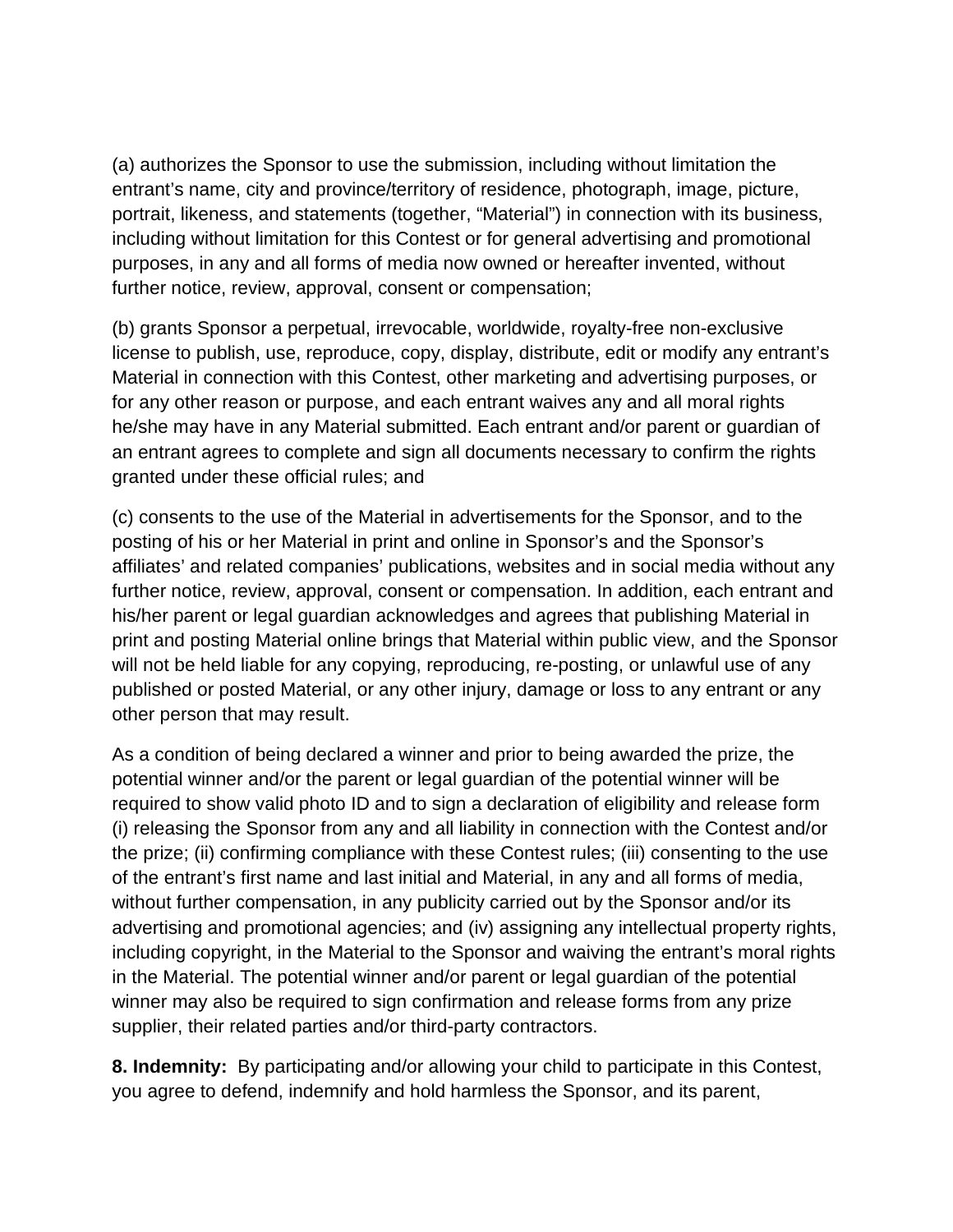(a) authorizes the Sponsor to use the submission, including without limitation the entrant's name, city and province/territory of residence, photograph, image, picture, portrait, likeness, and statements (together, "Material") in connection with its business, including without limitation for this Contest or for general advertising and promotional purposes, in any and all forms of media now owned or hereafter invented, without further notice, review, approval, consent or compensation;

(b) grants Sponsor a perpetual, irrevocable, worldwide, royalty-free non-exclusive license to publish, use, reproduce, copy, display, distribute, edit or modify any entrant's Material in connection with this Contest, other marketing and advertising purposes, or for any other reason or purpose, and each entrant waives any and all moral rights he/she may have in any Material submitted. Each entrant and/or parent or guardian of an entrant agrees to complete and sign all documents necessary to confirm the rights granted under these official rules; and

(c) consents to the use of the Material in advertisements for the Sponsor, and to the posting of his or her Material in print and online in Sponsor's and the Sponsor's affiliates' and related companies' publications, websites and in social media without any further notice, review, approval, consent or compensation. In addition, each entrant and his/her parent or legal guardian acknowledges and agrees that publishing Material in print and posting Material online brings that Material within public view, and the Sponsor will not be held liable for any copying, reproducing, re-posting, or unlawful use of any published or posted Material, or any other injury, damage or loss to any entrant or any other person that may result.

As a condition of being declared a winner and prior to being awarded the prize, the potential winner and/or the parent or legal guardian of the potential winner will be required to show valid photo ID and to sign a declaration of eligibility and release form (i) releasing the Sponsor from any and all liability in connection with the Contest and/or the prize; (ii) confirming compliance with these Contest rules; (iii) consenting to the use of the entrant's first name and last initial and Material, in any and all forms of media, without further compensation, in any publicity carried out by the Sponsor and/or its advertising and promotional agencies; and (iv) assigning any intellectual property rights, including copyright, in the Material to the Sponsor and waiving the entrant's moral rights in the Material. The potential winner and/or parent or legal guardian of the potential winner may also be required to sign confirmation and release forms from any prize supplier, their related parties and/or third-party contractors.

**8. Indemnity:** By participating and/or allowing your child to participate in this Contest, you agree to defend, indemnify and hold harmless the Sponsor, and its parent,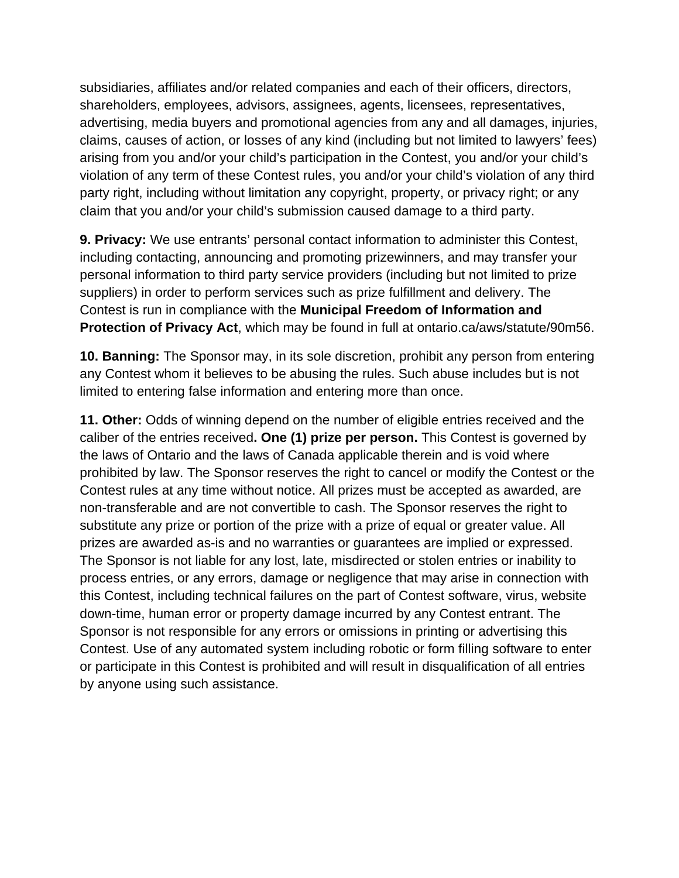subsidiaries, affiliates and/or related companies and each of their officers, directors, shareholders, employees, advisors, assignees, agents, licensees, representatives, advertising, media buyers and promotional agencies from any and all damages, injuries, claims, causes of action, or losses of any kind (including but not limited to lawyers' fees) arising from you and/or your child's participation in the Contest, you and/or your child's violation of any term of these Contest rules, you and/or your child's violation of any third party right, including without limitation any copyright, property, or privacy right; or any claim that you and/or your child's submission caused damage to a third party.

**9. Privacy:** We use entrants' personal contact information to administer this Contest, including contacting, announcing and promoting prizewinners, and may transfer your personal information to third party service providers (including but not limited to prize suppliers) in order to perform services such as prize fulfillment and delivery. The Contest is run in compliance with the **Municipal Freedom of Information and Protection of Privacy Act**, which may be found in full at ontario.ca/aws/statute/90m56.

**10. Banning:** The Sponsor may, in its sole discretion, prohibit any person from entering any Contest whom it believes to be abusing the rules. Such abuse includes but is not limited to entering false information and entering more than once.

**11. Other:** Odds of winning depend on the number of eligible entries received and the caliber of the entries received**. One (1) prize per person.** This Contest is governed by the laws of Ontario and the laws of Canada applicable therein and is void where prohibited by law. The Sponsor reserves the right to cancel or modify the Contest or the Contest rules at any time without notice. All prizes must be accepted as awarded, are non-transferable and are not convertible to cash. The Sponsor reserves the right to substitute any prize or portion of the prize with a prize of equal or greater value. All prizes are awarded as-is and no warranties or guarantees are implied or expressed. The Sponsor is not liable for any lost, late, misdirected or stolen entries or inability to process entries, or any errors, damage or negligence that may arise in connection with this Contest, including technical failures on the part of Contest software, virus, website down-time, human error or property damage incurred by any Contest entrant. The Sponsor is not responsible for any errors or omissions in printing or advertising this Contest. Use of any automated system including robotic or form filling software to enter or participate in this Contest is prohibited and will result in disqualification of all entries by anyone using such assistance.